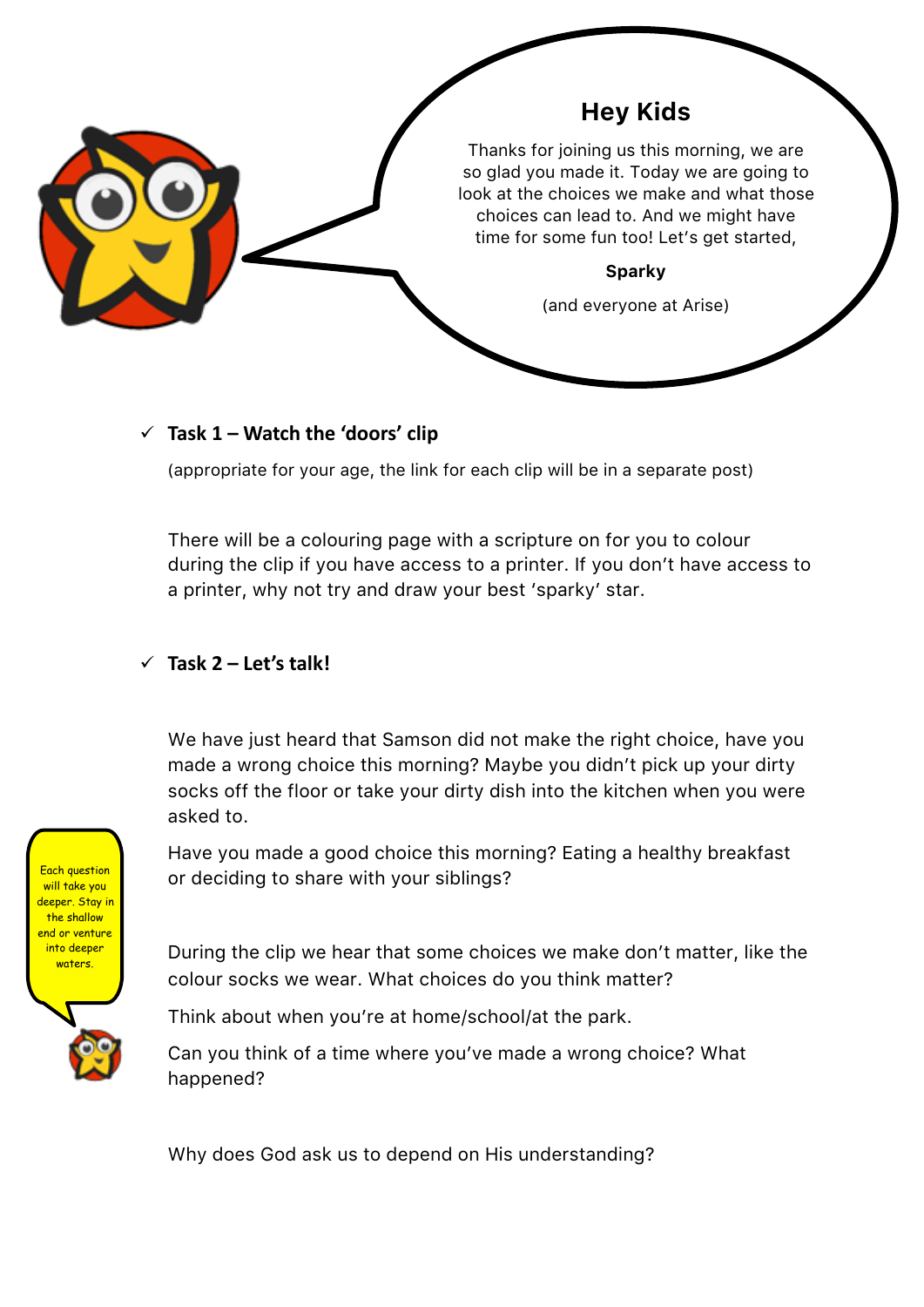## Hey Kids

Thanks for joining us this morning, we are so glad you made it. Today we are going to look at the choices we make and what those choices can lead to. And we might have time for some fun too! Let's get started,

**Sparky**

(and everyone at Arise)

- ✓ **Task 1 – Watch the 'doors' clip**

  (appropriate for your age, the link for each clip will be in a separate post)

  There will be a colouring page with a scripture on for you to colour during the clip if you have access to a printer. If you don't have access to a printer, why not try and draw your best 'sparky' star.

- ✓ **Task 2 – Let's talk!**

  We have just heard that Samson did not make the right choice, have you made a wrong choice this morning? Maybe you didn't pick up your dirty socks off the floor or take your dirty dish into the kitchen when you were asked to.

  Have you made a good choice this morning? Eating a healthy breakfast or deciding to share with your siblings?

  During the clip we hear that some choices we make don't matter, like the colour socks we wear. What choices do you think matter?

  Think about when you're at home/school/at the park.

  Can you think of a time where you've made a wrong choice? What happened?

  Why does God ask us to depend on His understanding?

Each question will take you deeper. Stay in the shallow end or venture into deeper waters.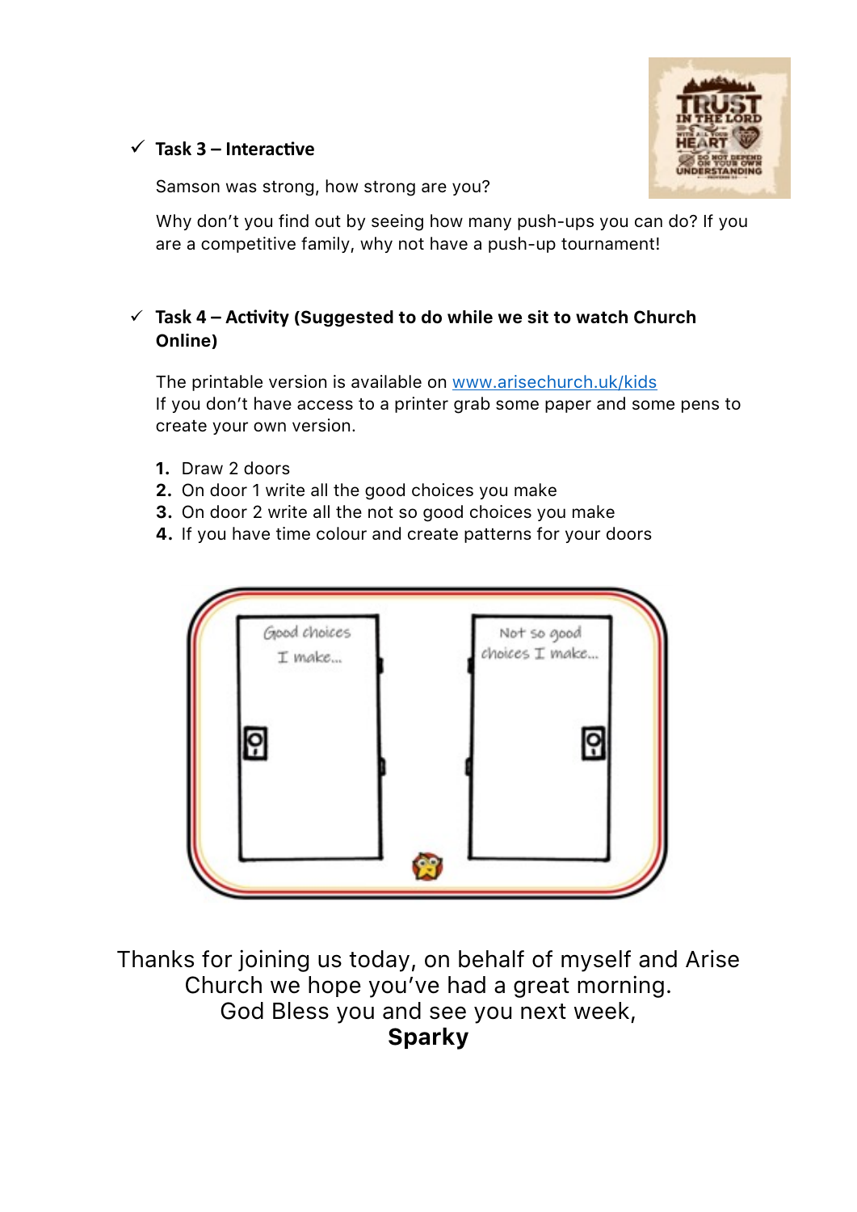- ✓ **Task 3 – Interactive**

  Samson was strong, how strong are you?

  Why don't you find out by seeing how many push-ups you can do? If you are a competitive family, why not have a push-up tournament!

- ✓ **Task 4 – Activity (Suggested to do while we sit to watch Church Online)**

  The printable version is available on [www.arisechurch.uk/kids](http://www.arisechurch.uk/kids)
  If you don't have access to a printer grab some paper and some pens to create your own version.

  1. Draw 2 doors
  2. On door 1 write all the good choices you make
  3. On door 2 write all the not so good choices you make
  4. If you have time colour and create patterns for your doors

Good choices I make...

Not so good choices I make...

Thanks for joining us today, on behalf of myself and Arise Church we hope you've had a great morning.
God Bless you and see you next week,
**Sparky**